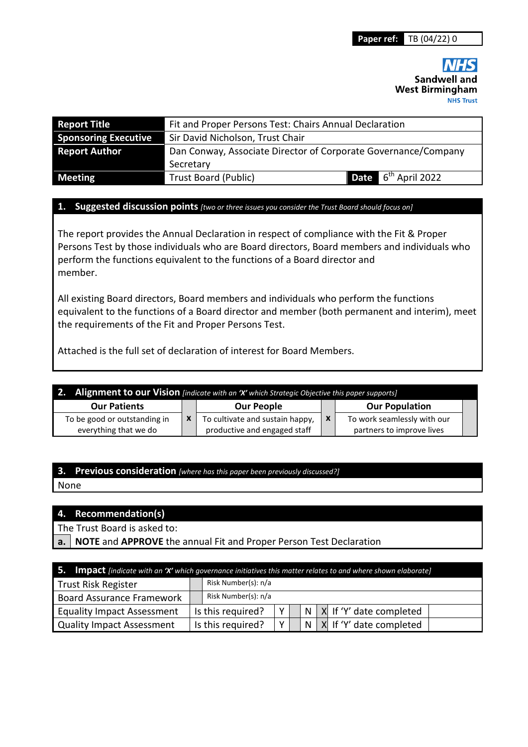| **Paper ref:** | TB (04/22) 0 |
| --- | --- |

**Sandwell and West Birmingham**
NHS Trust

| **Report Title** | Fit and Proper Persons Test: Chairs Annual Declaration | | |
| --- | --- | --- | --- |
| **Sponsoring Executive** | Sir David Nicholson, Trust Chair | | |
| **Report Author** | Dan Conway, Associate Director of Corporate Governance/Company Secretary | | |
| **Meeting** | Trust Board (Public) | **Date** | 6th April 2022 |

## 1. Suggested discussion points *[two or three issues you consider the Trust Board should focus on]*

The report provides the Annual Declaration in respect of compliance with the Fit & Proper Persons Test by those individuals who are Board directors, Board members and individuals who perform the functions equivalent to the functions of a Board director and member.

All existing Board directors, Board members and individuals who perform the functions equivalent to the functions of a Board director and member (both permanent and interim), meet the requirements of the Fit and Proper Persons Test.

Attached is the full set of declaration of interest for Board Members.

## 2. Alignment to our Vision *[indicate with an 'X' which Strategic Objective this paper supports]*

| Our Patients | | Our People | | Our Population | |
| --- | --- | --- | --- | --- | --- |
| To be good or outstanding in everything that we do | x | To cultivate and sustain happy, productive and engaged staff | x | To work seamlessly with our partners to improve lives | |

## 3. Previous consideration *[where has this paper been previously discussed?]*

None

## 4. Recommendation(s)

The Trust Board is asked to:

| a. | **NOTE** and **APPROVE** the annual Fit and Proper Person Test Declaration |
| --- | --- |

## 5. Impact *[indicate with an 'X' which governance initiatives this matter relates to and where shown elaborate]*

| Trust Risk Register | | Risk Number(s): n/a | | | | | | |
| --- | --- | --- | --- | --- | --- | --- | --- | --- |
| Board Assurance Framework | | Risk Number(s): n/a | | | | | | |
| Equality Impact Assessment | Is this required? | Y | | N | X | If 'Y' date completed | | |
| Quality Impact Assessment | Is this required? | Y | | N | X | If 'Y' date completed | | |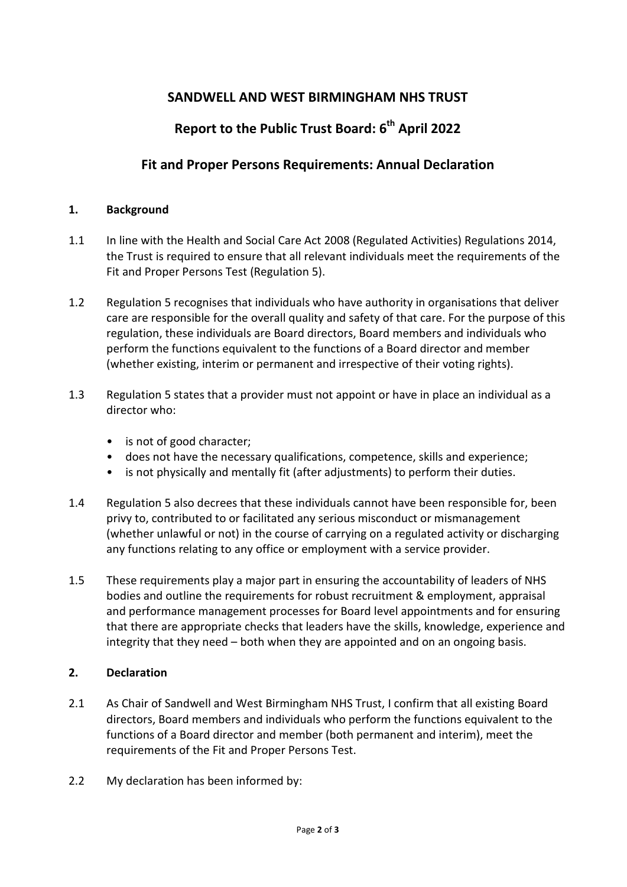# SANDWELL AND WEST BIRMINGHAM NHS TRUST

## Report to the Public Trust Board: 6th April 2022

## Fit and Proper Persons Requirements: Annual Declaration

### 1. Background

1.1 In line with the Health and Social Care Act 2008 (Regulated Activities) Regulations 2014, the Trust is required to ensure that all relevant individuals meet the requirements of the Fit and Proper Persons Test (Regulation 5).

1.2 Regulation 5 recognises that individuals who have authority in organisations that deliver care are responsible for the overall quality and safety of that care. For the purpose of this regulation, these individuals are Board directors, Board members and individuals who perform the functions equivalent to the functions of a Board director and member (whether existing, interim or permanent and irrespective of their voting rights).

1.3 Regulation 5 states that a provider must not appoint or have in place an individual as a director who:

- is not of good character;
- does not have the necessary qualifications, competence, skills and experience;
- is not physically and mentally fit (after adjustments) to perform their duties.

1.4 Regulation 5 also decrees that these individuals cannot have been responsible for, been privy to, contributed to or facilitated any serious misconduct or mismanagement (whether unlawful or not) in the course of carrying on a regulated activity or discharging any functions relating to any office or employment with a service provider.

1.5 These requirements play a major part in ensuring the accountability of leaders of NHS bodies and outline the requirements for robust recruitment & employment, appraisal and performance management processes for Board level appointments and for ensuring that there are appropriate checks that leaders have the skills, knowledge, experience and integrity that they need – both when they are appointed and on an ongoing basis.

### 2. Declaration

2.1 As Chair of Sandwell and West Birmingham NHS Trust, I confirm that all existing Board directors, Board members and individuals who perform the functions equivalent to the functions of a Board director and member (both permanent and interim), meet the requirements of the Fit and Proper Persons Test.

2.2 My declaration has been informed by: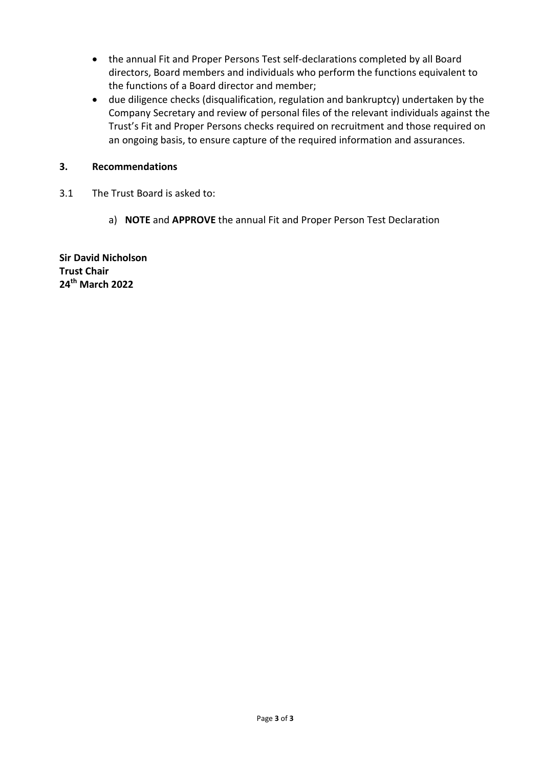- the annual Fit and Proper Persons Test self-declarations completed by all Board directors, Board members and individuals who perform the functions equivalent to the functions of a Board director and member;
- due diligence checks (disqualification, regulation and bankruptcy) undertaken by the Company Secretary and review of personal files of the relevant individuals against the Trust's Fit and Proper Persons checks required on recruitment and those required on an ongoing basis, to ensure capture of the required information and assurances.

## 3. Recommendations

3.1 The Trust Board is asked to:

a) **NOTE** and **APPROVE** the annual Fit and Proper Person Test Declaration

**Sir David Nicholson**
**Trust Chair**
**24th March 2022**